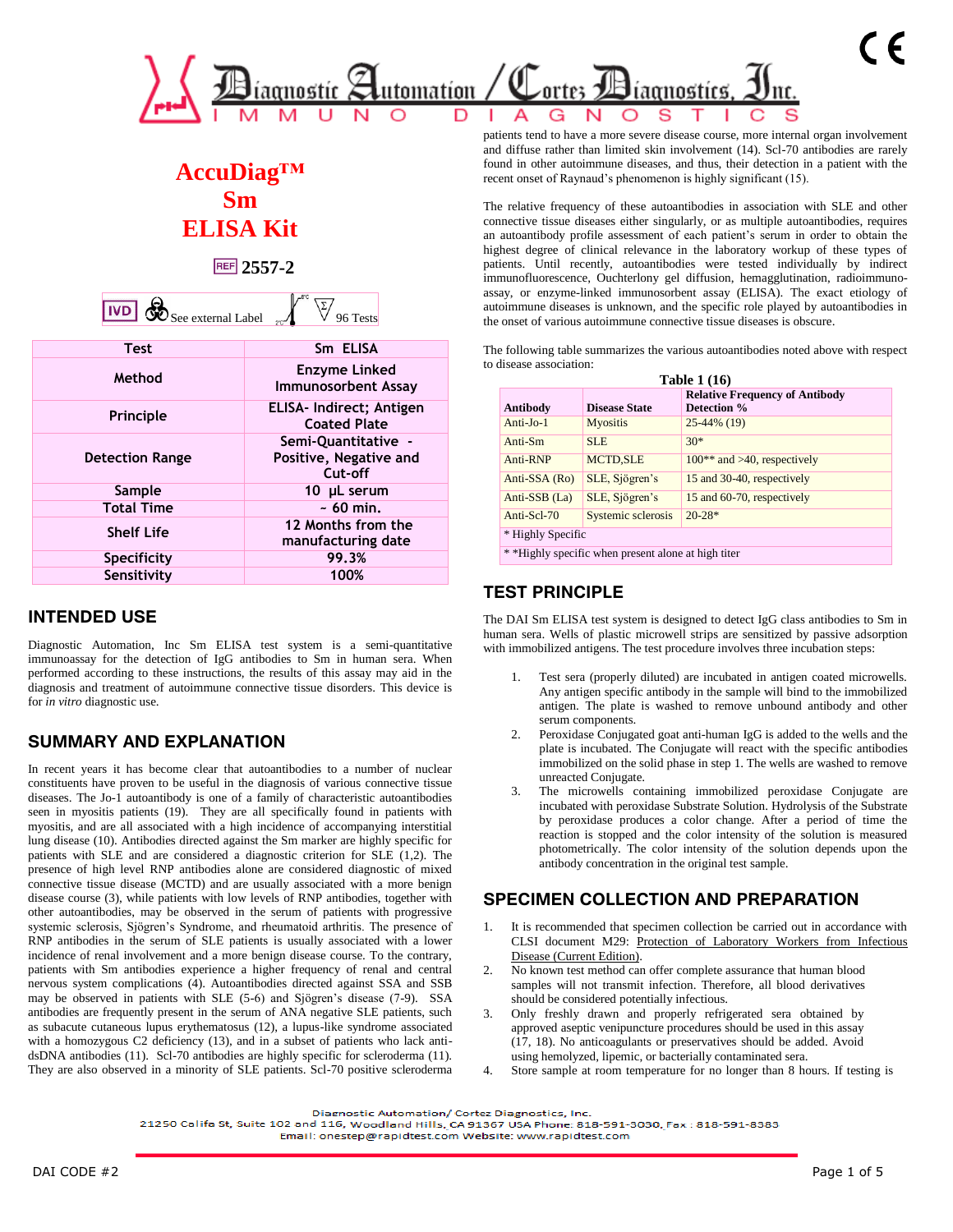# AccuDiag™ Sm ELISA Kit

REF 2557-2

IVD | See external Label | 2°C–8°C | 96 Tests

| Test | Sm ELISA |
|---|---|
| Method | Enzyme Linked Immunosorbent Assay |
| Principle | ELISA- Indirect; Antigen Coated Plate |
| Detection Range | Semi-Quantitative - Positive, Negative and Cut-off |
| Sample | 10 µL serum |
| Total Time | ~ 60 min. |
| Shelf Life | 12 Months from the manufacturing date |
| Specificity | 99.3% |
| Sensitivity | 100% |

## INTENDED USE

Diagnostic Automation, Inc Sm ELISA test system is a semi-quantitative immunoassay for the detection of IgG antibodies to Sm in human sera. When performed according to these instructions, the results of this assay may aid in the diagnosis and treatment of autoimmune connective tissue disorders. This device is for *in vitro* diagnostic use.

## SUMMARY AND EXPLANATION

In recent years it has become clear that autoantibodies to a number of nuclear constituents have proven to be useful in the diagnosis of various connective tissue diseases. The Jo-1 autoantibody is one of a family of characteristic autoantibodies seen in myositis patients (19). They are all specifically found in patients with myositis, and are all associated with a high incidence of accompanying interstitial lung disease (10). Antibodies directed against the Sm marker are highly specific for patients with SLE and are considered a diagnostic criterion for SLE (1,2). The presence of high level RNP antibodies alone are considered diagnostic of mixed connective tissue disease (MCTD) and are usually associated with a more benign disease course (3), while patients with low levels of RNP antibodies, together with other autoantibodies, may be observed in the serum of patients with progressive systemic sclerosis, Sjögren's Syndrome, and rheumatoid arthritis. The presence of RNP antibodies in the serum of SLE patients is usually associated with a lower incidence of renal involvement and a more benign disease course. To the contrary, patients with Sm antibodies experience a higher frequency of renal and central nervous system complications (4). Autoantibodies directed against SSA and SSB may be observed in patients with SLE (5-6) and Sjögren's disease (7-9). SSA antibodies are frequently present in the serum of ANA negative SLE patients, such as subacute cutaneous lupus erythematosus (12), a lupus-like syndrome associated with a homozygous C2 deficiency (13), and in a subset of patients who lack anti-dsDNA antibodies (11). Scl-70 antibodies are highly specific for scleroderma (11). They are also observed in a minority of SLE patients. Scl-70 positive scleroderma patients tend to have a more severe disease course, more internal organ involvement and diffuse rather than limited skin involvement (14). Scl-70 antibodies are rarely found in other autoimmune diseases, and thus, their detection in a patient with the recent onset of Raynaud's phenomenon is highly significant (15).

The relative frequency of these autoantibodies in association with SLE and other connective tissue diseases either singularly, or as multiple autoantibodies, requires an autoantibody profile assessment of each patient's serum in order to obtain the highest degree of clinical relevance in the laboratory workup of these types of patients. Until recently, autoantibodies were tested individually by indirect immunofluorescence, Ouchterlony gel diffusion, hemagglutination, radioimmuno-assay, or enzyme-linked immunosorbent assay (ELISA). The exact etiology of autoimmune diseases is unknown, and the specific role played by autoantibodies in the onset of various autoimmune connective tissue diseases is obscure.

The following table summarizes the various autoantibodies noted above with respect to disease association:

**Table 1 (16)**

| Antibody | Disease State | Relative Frequency of Antibody Detection % |
|---|---|---|
| Anti-Jo-1 | Myositis | 25-44% (19) |
| Anti-Sm | SLE | 30* |
| Anti-RNP | MCTD,SLE | 100** and >40, respectively |
| Anti-SSA (Ro) | SLE, Sjögren's | 15 and 30-40, respectively |
| Anti-SSB (La) | SLE, Sjögren's | 15 and 60-70, respectively |
| Anti-Scl-70 | Systemic sclerosis | 20-28* |
| * Highly Specific | | |
| * *Highly specific when present alone at high titer | | |

## TEST PRINCIPLE

The DAI Sm ELISA test system is designed to detect IgG class antibodies to Sm in human sera. Wells of plastic microwell strips are sensitized by passive adsorption with immobilized antigens. The test procedure involves three incubation steps:

1. Test sera (properly diluted) are incubated in antigen coated microwells. Any antigen specific antibody in the sample will bind to the immobilized antigen. The plate is washed to remove unbound antibody and other serum components.
2. Peroxidase Conjugated goat anti-human IgG is added to the wells and the plate is incubated. The Conjugate will react with the specific antibodies immobilized on the solid phase in step 1. The wells are washed to remove unreacted Conjugate.
3. The microwells containing immobilized peroxidase Conjugate are incubated with peroxidase Substrate Solution. Hydrolysis of the Substrate by peroxidase produces a color change. After a period of time the reaction is stopped and the color intensity of the solution is measured photometrically. The color intensity of the solution depends upon the antibody concentration in the original test sample.

## SPECIMEN COLLECTION AND PREPARATION

1. It is recommended that specimen collection be carried out in accordance with CLSI document M29: Protection of Laboratory Workers from Infectious Disease (Current Edition).
2. No known test method can offer complete assurance that human blood samples will not transmit infection. Therefore, all blood derivatives should be considered potentially infectious.
3. Only freshly drawn and properly refrigerated sera obtained by approved aseptic venipuncture procedures should be used in this assay (17, 18). No anticoagulants or preservatives should be added. Avoid using hemolyzed, lipemic, or bacterially contaminated sera.
4. Store sample at room temperature for no longer than 8 hours. If testing is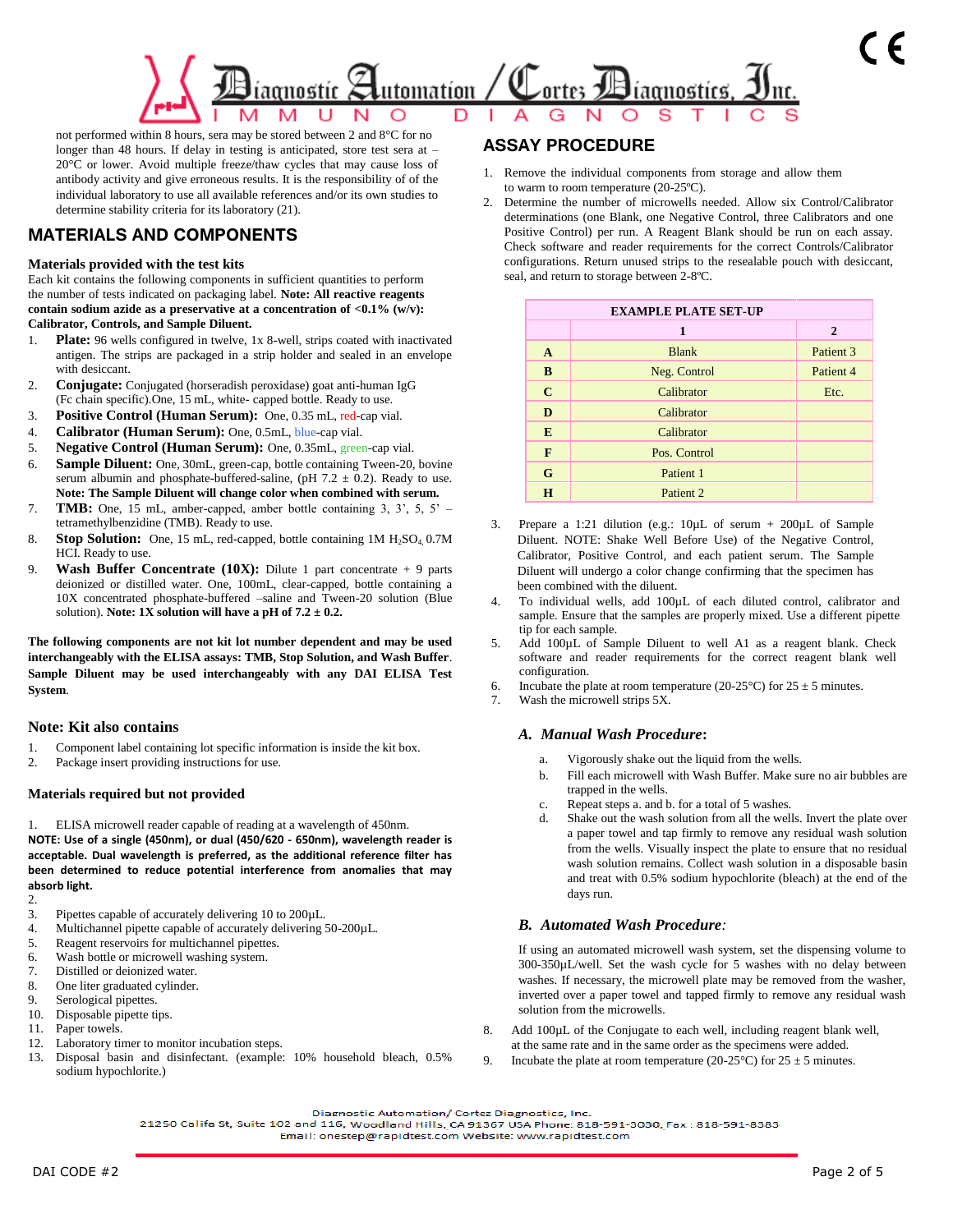not performed within 8 hours, sera may be stored between 2 and 8°C for no longer than 48 hours. If delay in testing is anticipated, store test sera at –20°C or lower. Avoid multiple freeze/thaw cycles that may cause loss of antibody activity and give erroneous results. It is the responsibility of the individual laboratory to use all available references and/or its own studies to determine stability criteria for its laboratory (21).

## MATERIALS AND COMPONENTS

### Materials provided with the test kits

Each kit contains the following components in sufficient quantities to perform the number of tests indicated on packaging label. **Note: All reactive reagents contain sodium azide as a preservative at a concentration of <0.1% (w/v): Calibrator, Controls, and Sample Diluent.**

1. **Plate:** 96 wells configured in twelve, 1x 8-well, strips coated with inactivated antigen. The strips are packaged in a strip holder and sealed in an envelope with desiccant.
2. **Conjugate:** Conjugated (horseradish peroxidase) goat anti-human IgG (Fc chain specific).One, 15 mL, white- capped bottle. Ready to use.
3. **Positive Control (Human Serum):** One, 0.35 mL, red-cap vial.
4. **Calibrator (Human Serum):** One, 0.5mL, blue-cap vial.
5. **Negative Control (Human Serum):** One, 0.35mL, green-cap vial.
6. **Sample Diluent:** One, 30mL, green-cap, bottle containing Tween-20, bovine serum albumin and phosphate-buffered-saline, (pH 7.2 ± 0.2). Ready to use. **Note: The Sample Diluent will change color when combined with serum.**
7. **TMB:** One, 15 mL, amber-capped, amber bottle containing 3, 3', 5, 5' –tetramethylbenzidine (TMB). Ready to use.
8. **Stop Solution:** One, 15 mL, red-capped, bottle containing 1M $H_2SO_4$, 0.7M HCl. Ready to use.
9. **Wash Buffer Concentrate (10X):** Dilute 1 part concentrate + 9 parts deionized or distilled water. One, 100mL, clear-capped, bottle containing a 10X concentrated phosphate-buffered –saline and Tween-20 solution (Blue solution). **Note: 1X solution will have a pH of 7.2 ± 0.2.**

**The following components are not kit lot number dependent and may be used interchangeably with the ELISA assays: TMB, Stop Solution, and Wash Buffer**. **Sample Diluent may be used interchangeably with any DAI ELISA Test System**.

### Note: Kit also contains

1. Component label containing lot specific information is inside the kit box.
2. Package insert providing instructions for use.

### Materials required but not provided

1. ELISA microwell reader capable of reading at a wavelength of 450nm.

**NOTE: Use of a single (450nm), or dual (450/620 - 650nm), wavelength reader is acceptable. Dual wavelength is preferred, as the additional reference filter has been determined to reduce potential interference from anomalies that may absorb light.**

2.
3. Pipettes capable of accurately delivering 10 to 200µL.
4. Multichannel pipette capable of accurately delivering 50-200µL.
5. Reagent reservoirs for multichannel pipettes.
6. Wash bottle or microwell washing system.
7. Distilled or deionized water.
8. One liter graduated cylinder.
9. Serological pipettes.
10. Disposable pipette tips.
11. Paper towels.
12. Laboratory timer to monitor incubation steps.
13. Disposal basin and disinfectant. (example: 10% household bleach, 0.5% sodium hypochlorite.)

## ASSAY PROCEDURE

1. Remove the individual components from storage and allow them to warm to room temperature (20-25ºC).
2. Determine the number of microwells needed. Allow six Control/Calibrator determinations (one Blank, one Negative Control, three Calibrators and one Positive Control) per run. A Reagent Blank should be run on each assay. Check software and reader requirements for the correct Controls/Calibrator configurations. Return unused strips to the resealable pouch with desiccant, seal, and return to storage between 2-8ºC.

| EXAMPLE PLATE SET-UP | | |
|---|---|---|
| | **1** | **2** |
| **A** | Blank | Patient 3 |
| **B** | Neg. Control | Patient 4 |
| **C** | Calibrator | Etc. |
| **D** | Calibrator | |
| **E** | Calibrator | |
| **F** | Pos. Control | |
| **G** | Patient 1 | |
| **H** | Patient 2 | |

3. Prepare a 1:21 dilution (e.g.: 10µL of serum + 200µL of Sample Diluent. NOTE: Shake Well Before Use) of the Negative Control, Calibrator, Positive Control, and each patient serum. The Sample Diluent will undergo a color change confirming that the specimen has been combined with the diluent.
4. To individual wells, add 100µL of each diluted control, calibrator and sample. Ensure that the samples are properly mixed. Use a different pipette tip for each sample.
5. Add 100µL of Sample Diluent to well A1 as a reagent blank. Check software and reader requirements for the correct reagent blank well configuration.
6. Incubate the plate at room temperature (20-25°C) for 25 ± 5 minutes.
7. Wash the microwell strips 5X.

### *A. Manual Wash Procedure*:

a. Vigorously shake out the liquid from the wells.
b. Fill each microwell with Wash Buffer. Make sure no air bubbles are trapped in the wells.
c. Repeat steps a. and b. for a total of 5 washes.
d. Shake out the wash solution from all the wells. Invert the plate over a paper towel and tap firmly to remove any residual wash solution from the wells. Visually inspect the plate to ensure that no residual wash solution remains. Collect wash solution in a disposable basin and treat with 0.5% sodium hypochlorite (bleach) at the end of the days run.

### *B. Automated Wash Procedure:*

If using an automated microwell wash system, set the dispensing volume to 300-350µL/well. Set the wash cycle for 5 washes with no delay between washes. If necessary, the microwell plate may be removed from the washer, inverted over a paper towel and tapped firmly to remove any residual wash solution from the microwells.

8. Add 100µL of the Conjugate to each well, including reagent blank well, at the same rate and in the same order as the specimens were added.
9. Incubate the plate at room temperature (20-25°C) for 25 ± 5 minutes.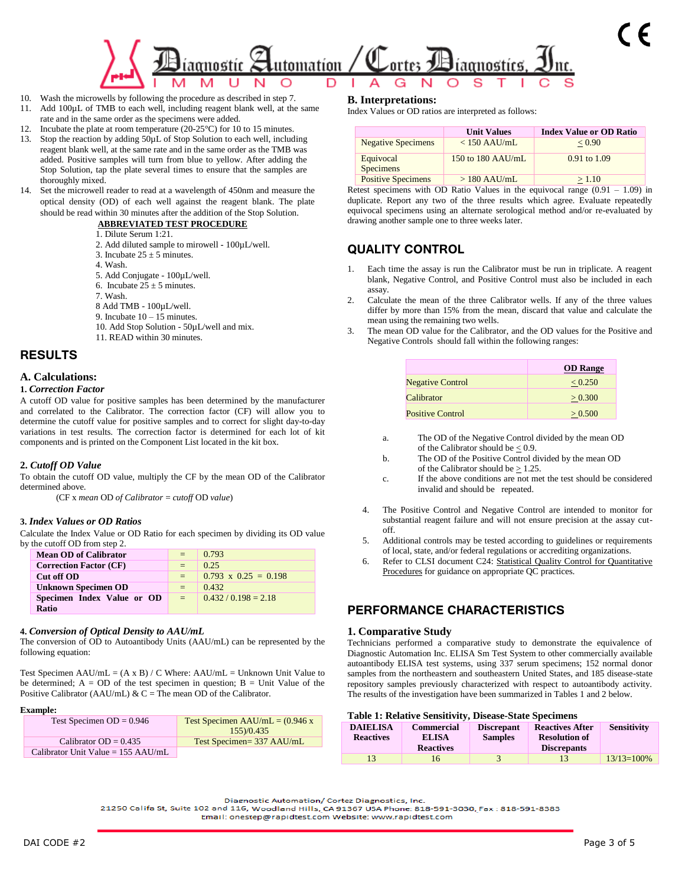10. Wash the microwells by following the procedure as described in step 7.
11. Add 100µL of TMB to each well, including reagent blank well, at the same rate and in the same order as the specimens were added.
12. Incubate the plate at room temperature (20-25°C) for 10 to 15 minutes.
13. Stop the reaction by adding 50µL of Stop Solution to each well, including reagent blank well, at the same rate and in the same order as the TMB was added. Positive samples will turn from blue to yellow. After adding the Stop Solution, tap the plate several times to ensure that the samples are thoroughly mixed.
14. Set the microwell reader to read at a wavelength of 450nm and measure the optical density (OD) of each well against the reagent blank. The plate should be read within 30 minutes after the addition of the Stop Solution.

**ABBREVIATED TEST PROCEDURE**

1. Dilute Serum 1:21.
2. Add diluted sample to mirowell - 100µL/well.
3. Incubate 25 ± 5 minutes.
4. Wash.
5. Add Conjugate - 100µL/well.
6. Incubate 25 ± 5 minutes.
7. Wash.
8. Add TMB - 100µL/well.
9. Incubate 10 – 15 minutes.
10. Add Stop Solution - 50µL/well and mix.
11. READ within 30 minutes.

## RESULTS

### A. Calculations:

**1.** ***Correction Factor***

A cutoff OD value for positive samples has been determined by the manufacturer and correlated to the Calibrator. The correction factor (CF) will allow you to determine the cutoff value for positive samples and to correct for slight day-to-day variations in test results. The correction factor is determined for each lot of kit components and is printed on the Component List located in the kit box.

**2.** ***Cutoff OD Value***

To obtain the cutoff OD value, multiply the CF by the mean OD of the Calibrator determined above.

(CF x *mean* OD *of Calibrator = cutoff* OD *value*)

**3.** ***Index Values or OD Ratios***

Calculate the Index Value or OD Ratio for each specimen by dividing its OD value by the cutoff OD from step 2.

| | | |
|---|---|---|
| **Mean OD of Calibrator** | = | 0.793 |
| **Correction Factor (CF)** | = | 0.25 |
| **Cut off OD** | = | 0.793 x 0.25 = 0.198 |
| **Unknown Specimen OD** | = | 0.432 |
| **Specimen Index Value or OD Ratio** | = | 0.432 / 0.198 = 2.18 |

**4.** ***Conversion of Optical Density to AAU/mL***

The conversion of OD to Autoantibody Units (AAU/mL) can be represented by the following equation:

Test Specimen AAU/mL = (A x B) / C Where: AAU/mL = Unknown Unit Value to be determined; A = OD of the test specimen in question; B = Unit Value of the Positive Calibrator (AAU/mL) & C = The mean OD of the Calibrator.

**Example:**

| | |
|---|---|
| Test Specimen OD = 0.946 | Test Specimen AAU/mL = (0.946 x 155)/0.435 |
| Calibrator OD = 0.435 | Test Specimen= 337 AAU/mL |
| Calibrator Unit Value = 155 AAU/mL | |

### B. Interpretations:

Index Values or OD ratios are interpreted as follows:

| | Unit Values | Index Value or OD Ratio |
|---|---|---|
| Negative Specimens | < 150 AAU/mL | ≤ 0.90 |
| Equivocal Specimens | 150 to 180 AAU/mL | 0.91 to 1.09 |
| Positive Specimens | > 180 AAU/mL | ≥ 1.10 |

Retest specimens with OD Ratio Values in the equivocal range (0.91 – 1.09) in duplicate. Report any two of the three results which agree. Evaluate repeatedly equivocal specimens using an alternate serological method and/or re-evaluated by drawing another sample one to three weeks later.

## QUALITY CONTROL

1. Each time the assay is run the Calibrator must be run in triplicate. A reagent blank, Negative Control, and Positive Control must also be included in each assay.
2. Calculate the mean of the three Calibrator wells. If any of the three values differ by more than 15% from the mean, discard that value and calculate the mean using the remaining two wells.
3. The mean OD value for the Calibrator, and the OD values for the Positive and Negative Controls should fall within the following ranges:

| | OD Range |
|---|---|
| Negative Control | ≤ 0.250 |
| Calibrator | ≥ 0.300 |
| Positive Control | ≥ 0.500 |

   a. The OD of the Negative Control divided by the mean OD of the Calibrator should be ≤ 0.9.
   b. The OD of the Positive Control divided by the mean OD of the Calibrator should be ≥ 1.25.
   c. If the above conditions are not met the test should be considered invalid and should be repeated.

4. The Positive Control and Negative Control are intended to monitor for substantial reagent failure and will not ensure precision at the assay cut-off.
5. Additional controls may be tested according to guidelines or requirements of local, state, and/or federal regulations or accrediting organizations.
6. Refer to CLSI document C24: Statistical Quality Control for Quantitative Procedures for guidance on appropriate QC practices.

## PERFORMANCE CHARACTERISTICS

### 1. Comparative Study

Technicians performed a comparative study to demonstrate the equivalence of Diagnostic Automation Inc. ELISA Sm Test System to other commercially available autoantibody ELISA test systems, using 337 serum specimens; 152 normal donor samples from the northeastern and southeastern United States, and 185 disease-state repository samples previously characterized with respect to autoantibody activity. The results of the investigation have been summarized in Tables 1 and 2 below.

**Table 1: Relative Sensitivity, Disease-State Specimens**

| DAIELISA Reactives | Commercial ELISA Reactives | Discrepant Samples | Reactives After Resolution of Discrepants | Sensitivity |
|---|---|---|---|---|
| 13 | 16 | 3 | 13 | 13/13=100% |

Diagnostic Automation/ Cortez Diagnostics, Inc.
21250 Califa St, Suite 102 and 116, Woodland Hills, CA 91367 USA Phone: 818-591-3030, Fax : 818-591-8383
Email: onestep@rapidtest.com Website: www.rapidtest.com

DAI CODE #2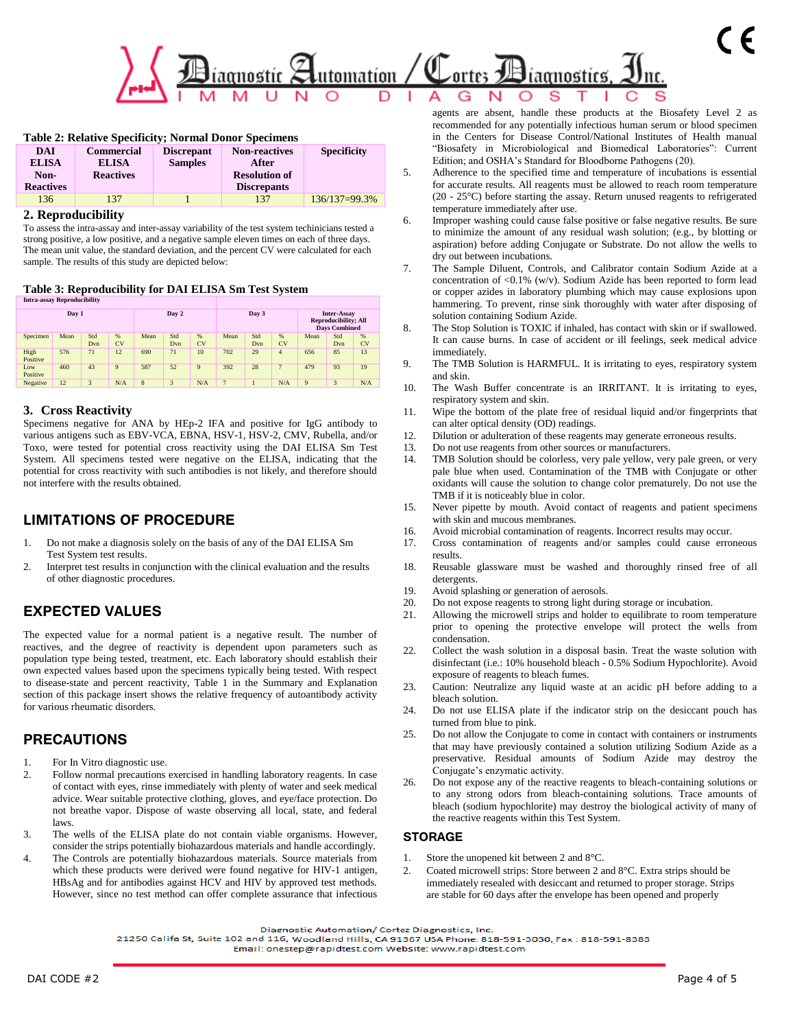**Table 2: Relative Specificity; Normal Donor Specimens**

| DAI ELISA Non-Reactives | Commercial ELISA Reactives | Discrepant Samples | Non-reactives After Resolution of Discrepants | Specificity |
|---|---|---|---|---|
| 136 | 137 | 1 | 137 | 136/137=99.3% |

## 2. Reproducibility

To assess the intra-assay and inter-assay variability of the test system techinicians tested a strong positive, a low positive, and a negative sample eleven times on each of three days. The mean unit value, the standard deviation, and the percent CV were calculated for each sample. The results of this study are depicted below:

**Table 3: Reproducibility for DAI ELISA Sm Test System**

| Intra-assay Reproducibility | | | | | | | | | | | | |
|---|---|---|---|---|---|---|---|---|---|---|---|---|
| | Day 1 | | | Day 2 | | | Day 3 | | | Inter-Assay Reproducibility; All Days Combined | | |
| Specimen | Mean | Std Dvn | % CV | Mean | Std Dvn | % CV | Mean | Std Dvn | % CV | Mean | Std Dvn | % CV |
| High Positive | 576 | 71 | 12 | 690 | 71 | 10 | 702 | 29 | 4 | 656 | 85 | 13 |
| Low Positive | 460 | 43 | 9 | 587 | 52 | 9 | 392 | 28 | 7 | 479 | 93 | 19 |
| Negative | 12 | 3 | N/A | 8 | 3 | N/A | 7 | 1 | N/A | 9 | 3 | N/A |

## 3. Cross Reactivity

Specimens negative for ANA by HEp-2 IFA and positive for IgG antibody to various antigens such as EBV-VCA, EBNA, HSV-1, HSV-2, CMV, Rubella, and/or Toxo, were tested for potential cross reactivity using the DAI ELISA Sm Test System. All specimens tested were negative on the ELISA, indicating that the potential for cross reactivity with such antibodies is not likely, and therefore should not interfere with the results obtained.

## LIMITATIONS OF PROCEDURE

1. Do not make a diagnosis solely on the basis of any of the DAI ELISA Sm Test System test results.
2. Interpret test results in conjunction with the clinical evaluation and the results of other diagnostic procedures.

## EXPECTED VALUES

The expected value for a normal patient is a negative result. The number of reactives, and the degree of reactivity is dependent upon parameters such as population type being tested, treatment, etc. Each laboratory should establish their own expected values based upon the specimens typically being tested. With respect to disease-state and percent reactivity, Table 1 in the Summary and Explanation section of this package insert shows the relative frequency of autoantibody activity for various rheumatic disorders.

## PRECAUTIONS

1. For In Vitro diagnostic use.
2. Follow normal precautions exercised in handling laboratory reagents. In case of contact with eyes, rinse immediately with plenty of water and seek medical advice. Wear suitable protective clothing, gloves, and eye/face protection. Do not breathe vapor. Dispose of waste observing all local, state, and federal laws.
3. The wells of the ELISA plate do not contain viable organisms. However, consider the strips potentially biohazardous materials and handle accordingly.
4. The Controls are potentially biohazardous materials. Source materials from which these products were derived were found negative for HIV-1 antigen, HBsAg and for antibodies against HCV and HIV by approved test methods. However, since no test method can offer complete assurance that infectious agents are absent, handle these products at the Biosafety Level 2 as recommended for any potentially infectious human serum or blood specimen in the Centers for Disease Control/National Institutes of Health manual "Biosafety in Microbiological and Biomedical Laboratories": Current Edition; and OSHA's Standard for Bloodborne Pathogens (20).
5. Adherence to the specified time and temperature of incubations is essential for accurate results. All reagents must be allowed to reach room temperature (20 - 25°C) before starting the assay. Return unused reagents to refrigerated temperature immediately after use.
6. Improper washing could cause false positive or false negative results. Be sure to minimize the amount of any residual wash solution; (e.g., by blotting or aspiration) before adding Conjugate or Substrate. Do not allow the wells to dry out between incubations.
7. The Sample Diluent, Controls, and Calibrator contain Sodium Azide at a concentration of <0.1% (w/v). Sodium Azide has been reported to form lead or copper azides in laboratory plumbing which may cause explosions upon hammering. To prevent, rinse sink thoroughly with water after disposing of solution containing Sodium Azide.
8. The Stop Solution is TOXIC if inhaled, has contact with skin or if swallowed. It can cause burns. In case of accident or ill feelings, seek medical advice immediately.
9. The TMB Solution is HARMFUL. It is irritating to eyes, respiratory system and skin.
10. The Wash Buffer concentrate is an IRRITANT. It is irritating to eyes, respiratory system and skin.
11. Wipe the bottom of the plate free of residual liquid and/or fingerprints that can alter optical density (OD) readings.
12. Dilution or adulteration of these reagents may generate erroneous results.
13. Do not use reagents from other sources or manufacturers.
14. TMB Solution should be colorless, very pale yellow, very pale green, or very pale blue when used. Contamination of the TMB with Conjugate or other oxidants will cause the solution to change color prematurely. Do not use the TMB if it is noticeably blue in color.
15. Never pipette by mouth. Avoid contact of reagents and patient specimens with skin and mucous membranes.
16. Avoid microbial contamination of reagents. Incorrect results may occur.
17. Cross contamination of reagents and/or samples could cause erroneous results.
18. Reusable glassware must be washed and thoroughly rinsed free of all detergents.
19. Avoid splashing or generation of aerosols.
20. Do not expose reagents to strong light during storage or incubation.
21. Allowing the microwell strips and holder to equilibrate to room temperature prior to opening the protective envelope will protect the wells from condensation.
22. Collect the wash solution in a disposal basin. Treat the waste solution with disinfectant (i.e.: 10% household bleach - 0.5% Sodium Hypochlorite). Avoid exposure of reagents to bleach fumes.
23. Caution: Neutralize any liquid waste at an acidic pH before adding to a bleach solution.
24. Do not use ELISA plate if the indicator strip on the desiccant pouch has turned from blue to pink.
25. Do not allow the Conjugate to come in contact with containers or instruments that may have previously contained a solution utilizing Sodium Azide as a preservative. Residual amounts of Sodium Azide may destroy the Conjugate's enzymatic activity.
26. Do not expose any of the reactive reagents to bleach-containing solutions or to any strong odors from bleach-containing solutions. Trace amounts of bleach (sodium hypochlorite) may destroy the biological activity of many of the reactive reagents within this Test System.

## STORAGE

1. Store the unopened kit between 2 and 8°C.
2. Coated microwell strips: Store between 2 and 8°C. Extra strips should be immediately resealed with desiccant and returned to proper storage. Strips are stable for 60 days after the envelope has been opened and properly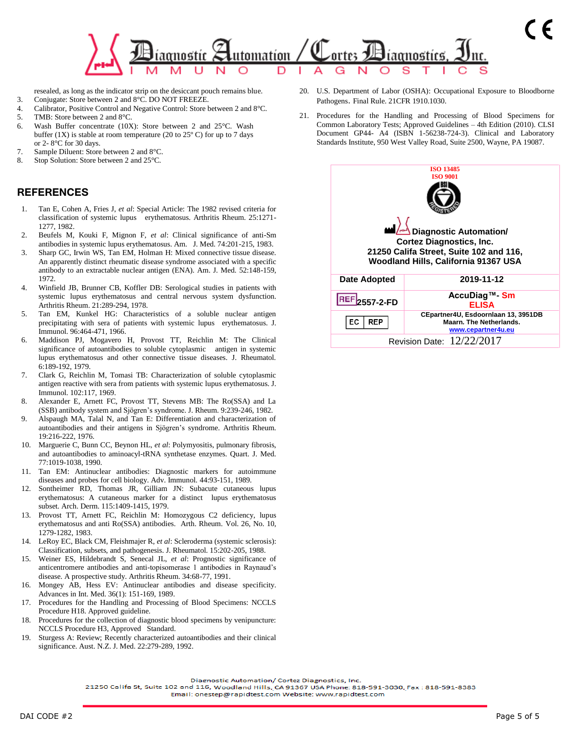resealed, as long as the indicator strip on the desiccant pouch remains blue.

3. Conjugate: Store between 2 and 8°C. DO NOT FREEZE.
4. Calibrator, Positive Control and Negative Control: Store between 2 and 8°C.
5. TMB: Store between 2 and 8°C.
6. Wash Buffer concentrate (10X): Store between 2 and 25°C. Wash buffer (1X) is stable at room temperature (20 to 25° C) for up to 7 days or 2- 8°C for 30 days.
7. Sample Diluent: Store between 2 and 8°C.
8. Stop Solution: Store between 2 and 25°C.

## REFERENCES

1. Tan E, Cohen A, Fries J, *et al*: Special Article: The 1982 revised criteria for classification of systemic lupus erythematosus. Arthritis Rheum. 25:1271-1277, 1982.
2. Beufels M, Kouki F, Mignon F, *et al*: Clinical significance of anti-Sm antibodies in systemic lupus erythematosus. Am. J. Med. 74:201-215, 1983.
3. Sharp GC, Irwin WS, Tan EM, Holman H: Mixed connective tissue disease. An apparently distinct rheumatic disease syndrome associated with a specific antibody to an extractable nuclear antigen (ENA). Am. J. Med. 52:148-159, 1972.
4. Winfield JB, Brunner CB, Koffler DB: Serological studies in patients with systemic lupus erythematosus and central nervous system dysfunction. Arthritis Rheum. 21:289-294, 1978.
5. Tan EM, Kunkel HG: Characteristics of a soluble nuclear antigen precipitating with sera of patients with systemic lupus erythematosus. J. Immunol. 96:464-471, 1966.
6. Maddison PJ, Mogavero H, Provost TT, Reichlin M: The Clinical significance of autoantibodies to soluble cytoplasmic antigen in systemic lupus erythematosus and other connective tissue diseases. J. Rheumatol. 6:189-192, 1979.
7. Clark G, Reichlin M, Tomasi TB: Characterization of soluble cytoplasmic antigen reactive with sera from patients with systemic lupus erythematosus. J. Immunol. 102:117, 1969.
8. Alexander E, Arnett FC, Provost TT, Stevens MB: The Ro(SSA) and La (SSB) antibody system and Sjögren's syndrome. J. Rheum. 9:239-246, 1982.
9. Alspaugh MA, Talal N, and Tan E: Differentiation and characterization of autoantibodies and their antigens in Sjögren's syndrome. Arthritis Rheum. 19:216-222, 1976.
10. Marguerie C, Bunn CC, Beynon HL, *et al*: Polymyositis, pulmonary fibrosis, and autoantibodies to aminoacyl-tRNA synthetase enzymes. Quart. J. Med. 77:1019-1038, 1990.
11. Tan EM: Antinuclear antibodies: Diagnostic markers for autoimmune diseases and probes for cell biology. Adv. Immunol. 44:93-151, 1989.
12. Sontheimer RD, Thomas JR, Gilliam JN: Subacute cutaneous lupus erythematosus: A cutaneous marker for a distinct lupus erythematosus subset. Arch. Derm. 115:1409-1415, 1979.
13. Provost TT, Arnett FC, Reichlin M: Homozygous C2 deficiency, lupus erythematosus and anti Ro(SSA) antibodies. Arth. Rheum. Vol. 26, No. 10, 1279-1282, 1983.
14. LeRoy EC, Black CM, Fleishmajer R, *et al*: Scleroderma (systemic sclerosis): Classification, subsets, and pathogenesis. J. Rheumatol. 15:202-205, 1988.
15. Weiner ES, Hildebrandt S, Senecal JL, *et al*: Prognostic significance of anticentromere antibodies and anti-topisomerase 1 antibodies in Raynaud's disease. A prospective study. Arthritis Rheum. 34:68-77, 1991.
16. Mongey AB, Hess EV: Antinuclear antibodies and disease specificity. Advances in Int. Med. 36(1): 151-169, 1989.
17. Procedures for the Handling and Processing of Blood Specimens: NCCLS Procedure H18. Approved guideline.
18. Procedures for the collection of diagnostic blood specimens by venipuncture: NCCLS Procedure H3, Approved Standard.
19. Sturgess A: Review; Recently characterized autoantibodies and their clinical significance. Aust. N.Z. J. Med. 22:279-289, 1992.
20. U.S. Department of Labor (OSHA): Occupational Exposure to Bloodborne Pathogens. Final Rule. 21CFR 1910.1030.
21. Procedures for the Handling and Processing of Blood Specimens for Common Laboratory Tests; Approved Guidelines – 4th Edition (2010). CLSI Document GP44- A4 (ISBN 1-56238-724-3). Clinical and Laboratory Standards Institute, 950 West Valley Road, Suite 2500, Wayne, PA 19087.

ISO 13485
ISO 9001

**Diagnostic Automation/ Cortez Diagnostics, Inc.**
**21250 Califa Street, Suite 102 and 116, Woodland Hills, California 91367 USA**

| | |
|---|---|
| **Date Adopted** | **2019-11-12** |
| REF **2557-2-FD** | **AccuDiag™- Sm ELISA** |
| EC REP | **CEpartner4U, Esdoornlaan 13, 3951DB Maarn. The Netherlands. www.cepartner4u.eu** |
| Revision Date: 12/22/2017 | |

Diagnostic Automation/ Cortez Diagnostics, Inc.
21250 Califa St, Suite 102 and 116, Woodland Hills, CA 91367 USA Phone: 818-591-3030, Fax : 818-591-8383
Email: onestep@rapidtest.com Website: www.rapidtest.com

DAI CODE #2